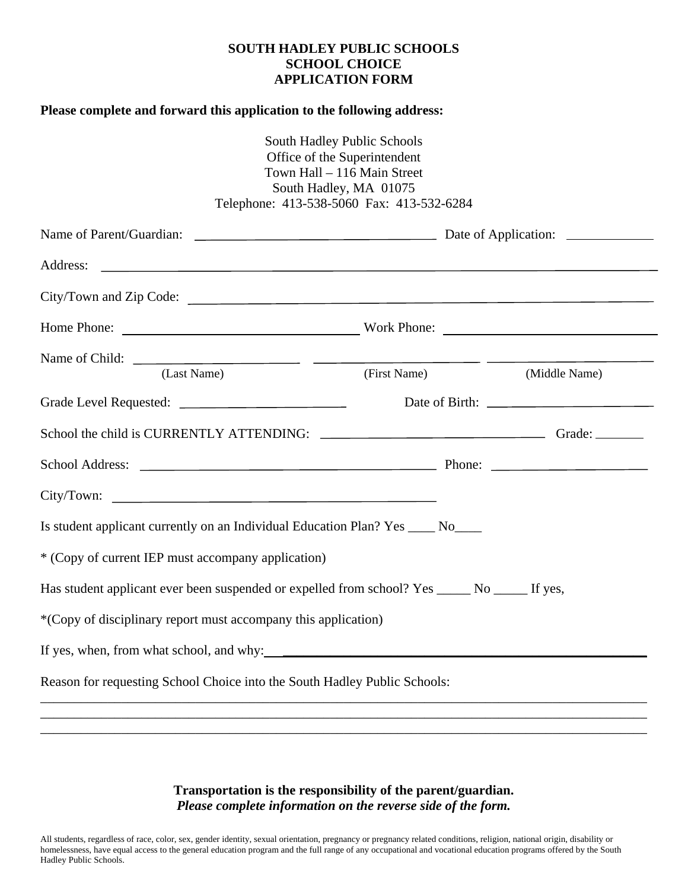**SOUTH HADLEY PUBLIC SCHOOLS**
**SCHOOL CHOICE**
**APPLICATION FORM**

**Please complete and forward this application to the following address:**

South Hadley Public Schools
Office of the Superintendent
Town Hall – 116 Main Street
South Hadley, MA 01075
Telephone: 413-538-5060 Fax: 413-532-6284

Name of Parent/Guardian: ________________________________ Date of Application: ____________

Address: ______________________________________________________________________

City/Town and Zip Code: ________________________________________________________

Home Phone: ______________________________ Work Phone: ____________________________

Name of Child: ____________________ ____________________ ____________________
(Last Name) (First Name) (Middle Name)

Grade Level Requested: ____________________ Date of Birth: ____________________

School the child is CURRENTLY ATTENDING: ____________________________ Grade: _______

School Address: ____________________________________ Phone: ____________________

City/Town: ____________________________________

Is student applicant currently on an Individual Education Plan? Yes ____ No____

* (Copy of current IEP must accompany application)

Has student applicant ever been suspended or expelled from school? Yes _____ No _____ If yes,

*(Copy of disciplinary report must accompany this application)

If yes, when, from what school, and why: ______________________________________________

Reason for requesting School Choice into the South Hadley Public Schools:
______________________________________________________________________________
______________________________________________________________________________
______________________________________________________________________________

**Transportation is the responsibility of the parent/guardian.**
***Please complete information on the reverse side of the form.***

All students, regardless of race, color, sex, gender identity, sexual orientation, pregnancy or pregnancy related conditions, religion, national origin, disability or homelessness, have equal access to the general education program and the full range of any occupational and vocational education programs offered by the South Hadley Public Schools.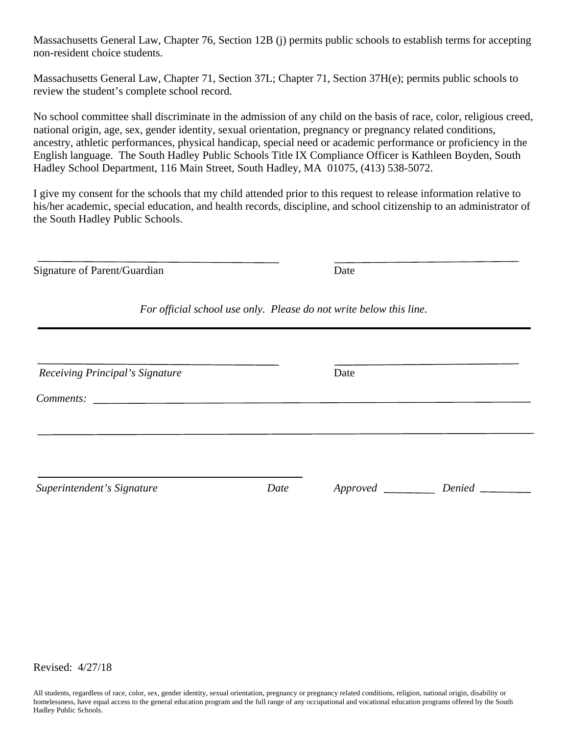Massachusetts General Law, Chapter 76, Section 12B (j) permits public schools to establish terms for accepting non-resident choice students.

Massachusetts General Law, Chapter 71, Section 37L; Chapter 71, Section 37H(e); permits public schools to review the student's complete school record.

No school committee shall discriminate in the admission of any child on the basis of race, color, religious creed, national origin, age, sex, gender identity, sexual orientation, pregnancy or pregnancy related conditions, ancestry, athletic performances, physical handicap, special need or academic performance or proficiency in the English language. The South Hadley Public Schools Title IX Compliance Officer is Kathleen Boyden, South Hadley School Department, 116 Main Street, South Hadley, MA 01075, (413) 538-5072.

I give my consent for the schools that my child attended prior to this request to release information relative to his/her academic, special education, and health records, discipline, and school citizenship to an administrator of the South Hadley Public Schools.

_______________________________________ _______________________________

Signature of Parent/Guardian Date

*For official school use only. Please do not write below this line.*

---

_______________________________________ _______________________________

*Receiving Principal's Signature* Date

*Comments:* ___________________________________________________________________

______________________________________________________________________________

_______________________________________

*Superintendent's Signature* *Date* *Approved* ________ *Denied* ________

Revised: 4/27/18

All students, regardless of race, color, sex, gender identity, sexual orientation, pregnancy or pregnancy related conditions, religion, national origin, disability or homelessness, have equal access to the general education program and the full range of any occupational and vocational education programs offered by the South Hadley Public Schools.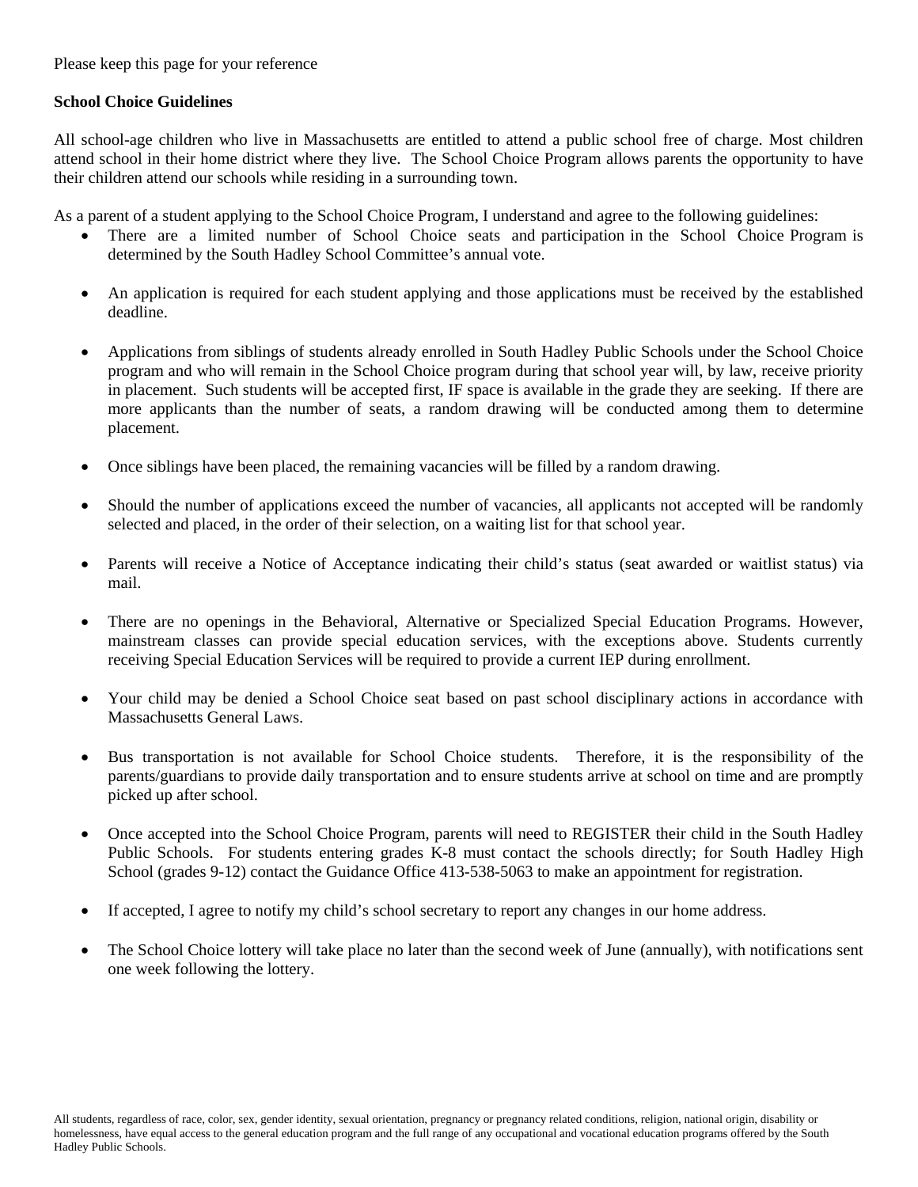Please keep this page for your reference

**School Choice Guidelines**

All school-age children who live in Massachusetts are entitled to attend a public school free of charge. Most children attend school in their home district where they live. The School Choice Program allows parents the opportunity to have their children attend our schools while residing in a surrounding town.

As a parent of a student applying to the School Choice Program, I understand and agree to the following guidelines:

- There are a limited number of School Choice seats and participation in the School Choice Program is determined by the South Hadley School Committee's annual vote.
- An application is required for each student applying and those applications must be received by the established deadline.
- Applications from siblings of students already enrolled in South Hadley Public Schools under the School Choice program and who will remain in the School Choice program during that school year will, by law, receive priority in placement. Such students will be accepted first, IF space is available in the grade they are seeking. If there are more applicants than the number of seats, a random drawing will be conducted among them to determine placement.
- Once siblings have been placed, the remaining vacancies will be filled by a random drawing.
- Should the number of applications exceed the number of vacancies, all applicants not accepted will be randomly selected and placed, in the order of their selection, on a waiting list for that school year.
- Parents will receive a Notice of Acceptance indicating their child's status (seat awarded or waitlist status) via mail.
- There are no openings in the Behavioral, Alternative or Specialized Special Education Programs. However, mainstream classes can provide special education services, with the exceptions above. Students currently receiving Special Education Services will be required to provide a current IEP during enrollment.
- Your child may be denied a School Choice seat based on past school disciplinary actions in accordance with Massachusetts General Laws.
- Bus transportation is not available for School Choice students. Therefore, it is the responsibility of the parents/guardians to provide daily transportation and to ensure students arrive at school on time and are promptly picked up after school.
- Once accepted into the School Choice Program, parents will need to REGISTER their child in the South Hadley Public Schools. For students entering grades K-8 must contact the schools directly; for South Hadley High School (grades 9-12) contact the Guidance Office 413-538-5063 to make an appointment for registration.
- If accepted, I agree to notify my child's school secretary to report any changes in our home address.
- The School Choice lottery will take place no later than the second week of June (annually), with notifications sent one week following the lottery.

All students, regardless of race, color, sex, gender identity, sexual orientation, pregnancy or pregnancy related conditions, religion, national origin, disability or homelessness, have equal access to the general education program and the full range of any occupational and vocational education programs offered by the South Hadley Public Schools.